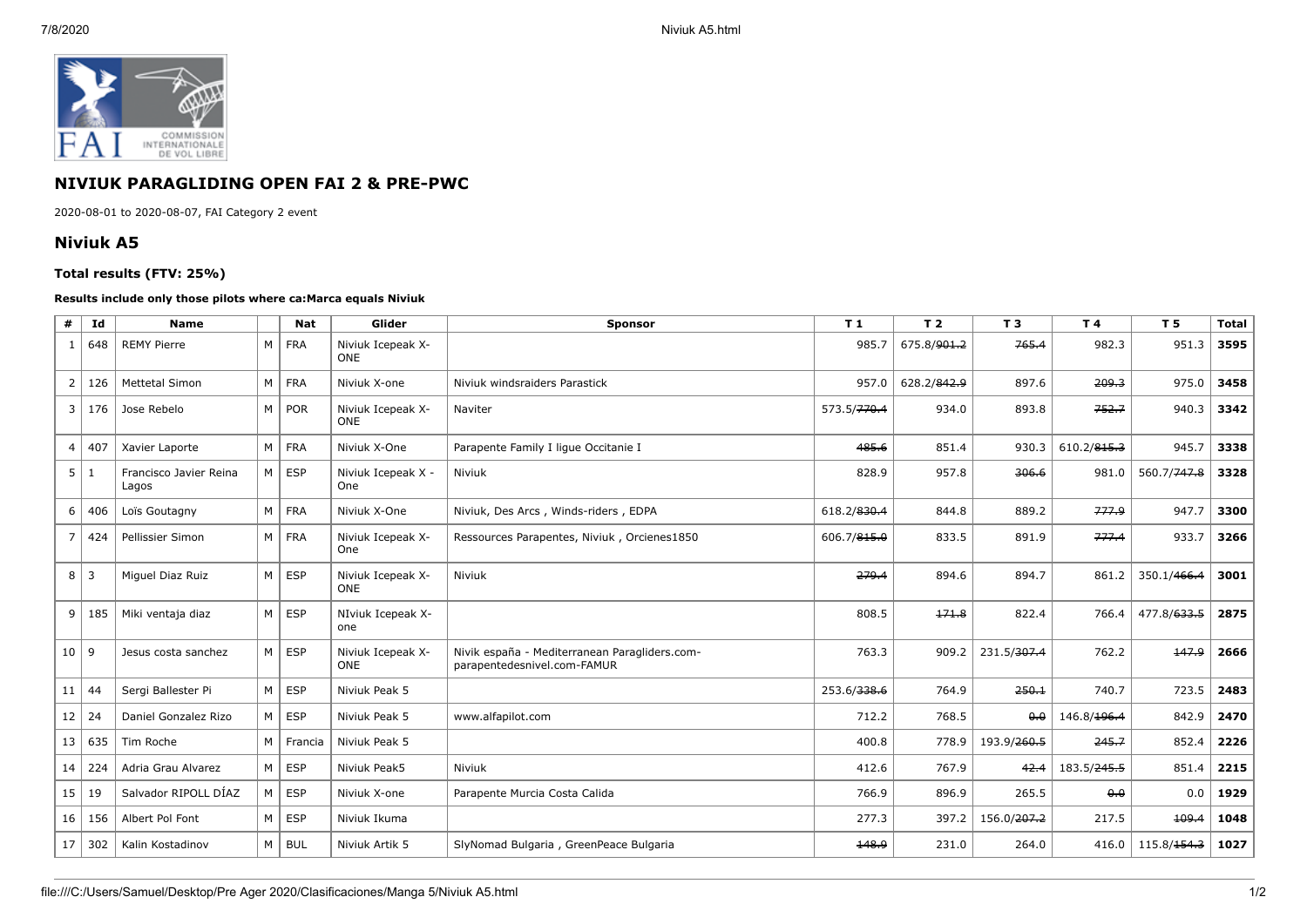# NIVIUK PARAGLIDING OPEN FAI 2 & PRE-PWC

2020-08-01 to 2020-08-07, FAI Category 2 event

## Niviuk A5

### Total results (FTV: 25%)

**Results include only those pilots where ca:Marca equals Niviuk**

| # | Id | Name | | Nat | Glider | Sponsor | T 1 | T 2 | T 3 | T 4 | T 5 | Total |
|---|---|---|---|---|---|---|---|---|---|---|---|---|
| 1 | 648 | REMY Pierre | M | FRA | Niviuk Icepeak X-ONE | | 985.7 | 675.8/~~901.2~~ | ~~765.4~~ | 982.3 | 951.3 | **3595** |
| 2 | 126 | Mettetal Simon | M | FRA | Niviuk X-one | Niviuk windsraiders Parastick | 957.0 | 628.2/~~842.9~~ | 897.6 | ~~209.3~~ | 975.0 | **3458** |
| 3 | 176 | Jose Rebelo | M | POR | Niviuk Icepeak X-ONE | Naviter | 573.5/~~770.4~~ | 934.0 | 893.8 | ~~752.7~~ | 940.3 | **3342** |
| 4 | 407 | Xavier Laporte | M | FRA | Niviuk X-One | Parapente Family I ligue Occitanie I | ~~485.6~~ | 851.4 | 930.3 | 610.2/~~815.3~~ | 945.7 | **3338** |
| 5 | 1 | Francisco Javier Reina Lagos | M | ESP | Niviuk Icepeak X - One | Niviuk | 828.9 | 957.8 | ~~306.6~~ | 981.0 | 560.7/~~747.8~~ | **3328** |
| 6 | 406 | Loïs Goutagny | M | FRA | Niviuk X-One | Niviuk, Des Arcs , Winds-riders , EDPA | 618.2/~~830.4~~ | 844.8 | 889.2 | ~~777.9~~ | 947.7 | **3300** |
| 7 | 424 | Pellissier Simon | M | FRA | Niviuk Icepeak X-One | Ressources Parapentes, Niviuk , Orcienes1850 | 606.7/~~815.0~~ | 833.5 | 891.9 | ~~777.4~~ | 933.7 | **3266** |
| 8 | 3 | Miguel Diaz Ruiz | M | ESP | Niviuk Icepeak X-ONE | Niviuk | ~~279.4~~ | 894.6 | 894.7 | 861.2 | 350.1/~~466.4~~ | **3001** |
| 9 | 185 | Miki ventaja diaz | M | ESP | NIviuk Icepeak X-one | | 808.5 | ~~171.8~~ | 822.4 | 766.4 | 477.8/~~633.5~~ | **2875** |
| 10 | 9 | Jesus costa sanchez | M | ESP | Niviuk Icepeak X-ONE | Nivik españa - Mediterranean Paragliders.com-parapentedesnivel.com-FAMUR | 763.3 | 909.2 | 231.5/~~307.4~~ | 762.2 | ~~147.9~~ | **2666** |
| 11 | 44 | Sergi Ballester Pi | M | ESP | Niviuk Peak 5 | | 253.6/~~338.6~~ | 764.9 | ~~250.1~~ | 740.7 | 723.5 | **2483** |
| 12 | 24 | Daniel Gonzalez Rizo | M | ESP | Niviuk Peak 5 | www.alfapilot.com | 712.2 | 768.5 | ~~0.0~~ | 146.8/~~196.4~~ | 842.9 | **2470** |
| 13 | 635 | Tim Roche | M | Francia | Niviuk Peak 5 | | 400.8 | 778.9 | 193.9/~~260.5~~ | ~~245.7~~ | 852.4 | **2226** |
| 14 | 224 | Adria Grau Alvarez | M | ESP | Niviuk Peak5 | Niviuk | 412.6 | 767.9 | ~~42.4~~ | 183.5/~~245.5~~ | 851.4 | **2215** |
| 15 | 19 | Salvador RIPOLL DÍAZ | M | ESP | Niviuk X-one | Parapente Murcia Costa Calida | 766.9 | 896.9 | 265.5 | ~~0.0~~ | 0.0 | **1929** |
| 16 | 156 | Albert Pol Font | M | ESP | Niviuk Ikuma | | 277.3 | 397.2 | 156.0/~~207.2~~ | 217.5 | ~~109.4~~ | **1048** |
| 17 | 302 | Kalin Kostadinov | M | BUL | Niviuk Artik 5 | SlyNomad Bulgaria , GreenPeace Bulgaria | ~~148.9~~ | 231.0 | 264.0 | 416.0 | 115.8/~~154.3~~ | **1027** |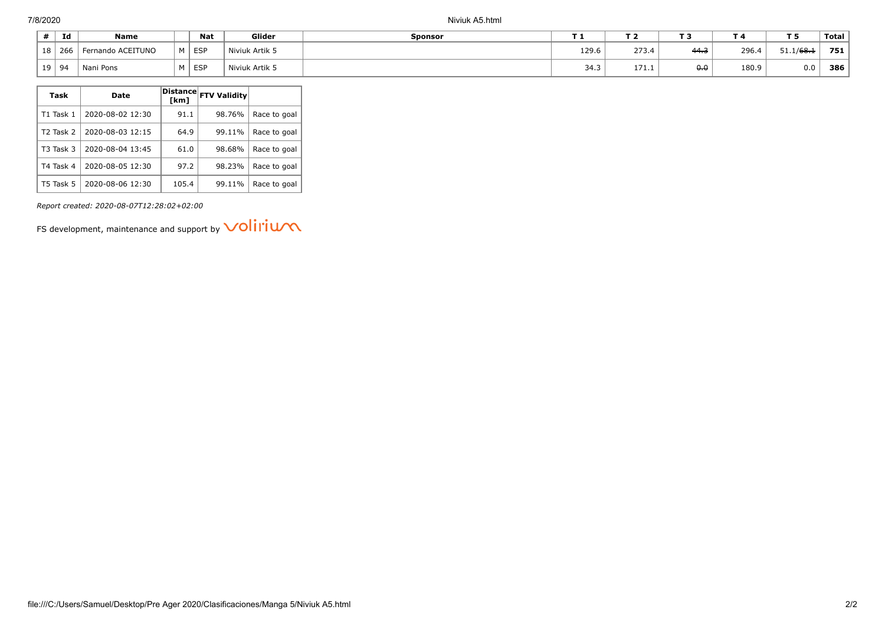| # | Id | Name | | Nat | Glider | Sponsor | T 1 | T 2 | T 3 | T 4 | T 5 | Total |
|---|---|---|---|---|---|---|---|---|---|---|---|---|
| 18 | 266 | Fernando ACEITUNO | M | ESP | Niviuk Artik 5 | | 129.6 | 273.4 | ~~44.3~~ | 296.4 | 51.1/~~68.1~~ | **751** |
| 19 | 94 | Nani Pons | M | ESP | Niviuk Artik 5 | | 34.3 | 171.1 | ~~0.0~~ | 180.9 | 0.0 | **386** |

| Task | Date | Distance [km] | FTV Validity | |
|---|---|---|---|---|
| T1 Task 1 | 2020-08-02 12:30 | 91.1 | 98.76% | Race to goal |
| T2 Task 2 | 2020-08-03 12:15 | 64.9 | 99.11% | Race to goal |
| T3 Task 3 | 2020-08-04 13:45 | 61.0 | 98.68% | Race to goal |
| T4 Task 4 | 2020-08-05 12:30 | 97.2 | 98.23% | Race to goal |
| T5 Task 5 | 2020-08-06 12:30 | 105.4 | 99.11% | Race to goal |

*Report created: 2020-08-07T12:28:02+02:00*

FS development, maintenance and support by volirium